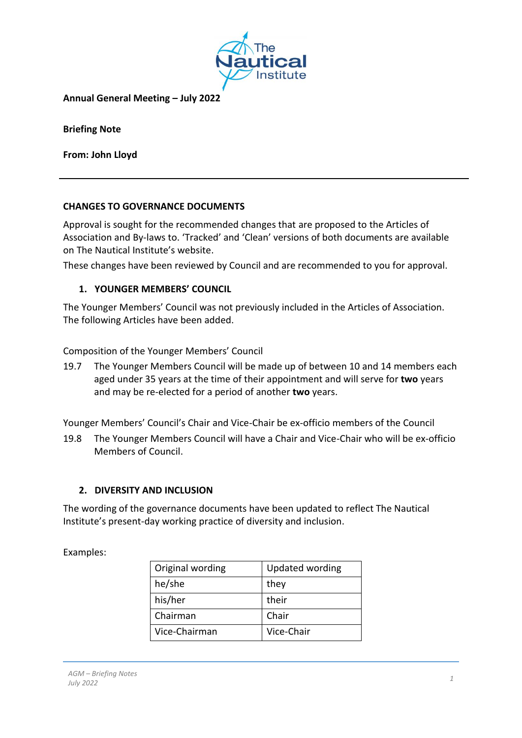**Annual General Meeting – July 2022**

**Briefing Note**

**From: John Lloyd**

---

**CHANGES TO GOVERNANCE DOCUMENTS**

Approval is sought for the recommended changes that are proposed to the Articles of Association and By-laws to. 'Tracked' and 'Clean' versions of both documents are available on The Nautical Institute's website.

These changes have been reviewed by Council and are recommended to you for approval.

**1. YOUNGER MEMBERS' COUNCIL**

The Younger Members' Council was not previously included in the Articles of Association. The following Articles have been added.

Composition of the Younger Members' Council

19.7 The Younger Members Council will be made up of between 10 and 14 members each aged under 35 years at the time of their appointment and will serve for **two** years and may be re-elected for a period of another **two** years.

Younger Members' Council's Chair and Vice-Chair be ex-officio members of the Council

19.8 The Younger Members Council will have a Chair and Vice-Chair who will be ex-officio Members of Council.

**2. DIVERSITY AND INCLUSION**

The wording of the governance documents have been updated to reflect The Nautical Institute's present-day working practice of diversity and inclusion.

Examples:

| Original wording | Updated wording |
|---|---|
| he/she | they |
| his/her | their |
| Chairman | Chair |
| Vice-Chairman | Vice-Chair |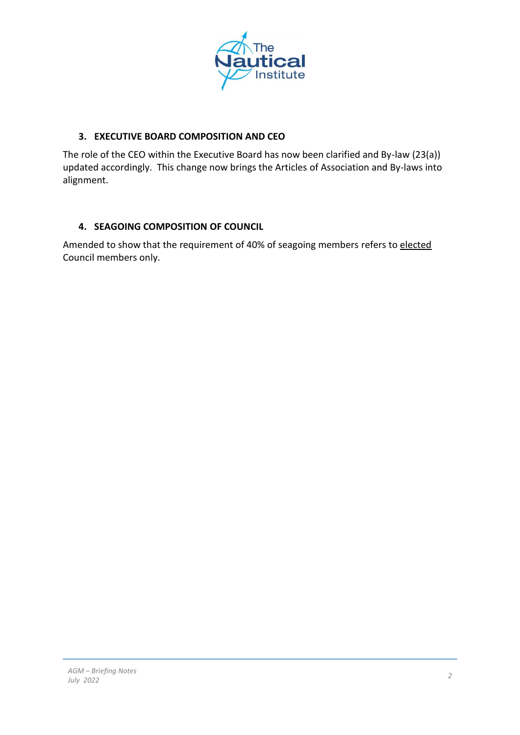### 3. EXECUTIVE BOARD COMPOSITION AND CEO

The role of the CEO within the Executive Board has now been clarified and By-law (23(a)) updated accordingly. This change now brings the Articles of Association and By-laws into alignment.

### 4. SEAGOING COMPOSITION OF COUNCIL

Amended to show that the requirement of 40% of seagoing members refers to elected Council members only.